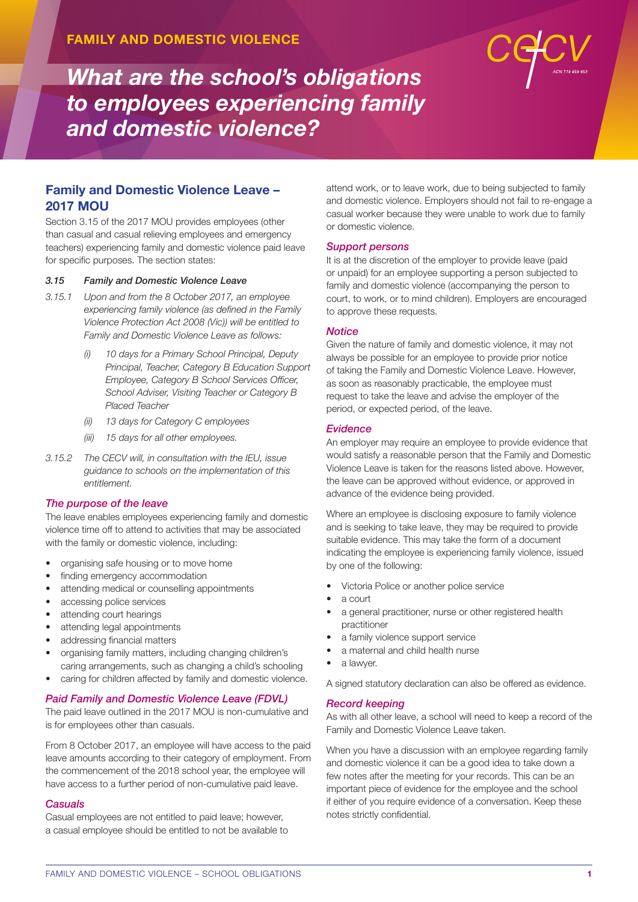FAMILY AND DOMESTIC VIOLENCE

# *What are the school's obligations to employees experiencing family and domestic violence?*

## Family and Domestic Violence Leave – 2017 MOU

Section 3.15 of the 2017 MOU provides employees (other than casual and casual relieving employees and emergency teachers) experiencing family and domestic violence paid leave for specific purposes. The section states:

*3.15 Family and Domestic Violence Leave*

*3.15.1 Upon and from the 8 October 2017, an employee experiencing family violence (as defined in the Family Violence Protection Act 2008 (Vic)) will be entitled to Family and Domestic Violence Leave as follows:*

*(i) 10 days for a Primary School Principal, Deputy Principal, Teacher, Category B Education Support Employee, Category B School Services Officer, School Adviser, Visiting Teacher or Category B Placed Teacher*

*(ii) 13 days for Category C employees*

*(iii) 15 days for all other employees.*

*3.15.2 The CECV will, in consultation with the IEU, issue guidance to schools on the implementation of this entitlement.*

### *The purpose of the leave*

The leave enables employees experiencing family and domestic violence time off to attend to activities that may be associated with the family or domestic violence, including:

- organising safe housing or to move home
- finding emergency accommodation
- attending medical or counselling appointments
- accessing police services
- attending court hearings
- attending legal appointments
- addressing financial matters
- organising family matters, including changing children's caring arrangements, such as changing a child's schooling
- caring for children affected by family and domestic violence.

### *Paid Family and Domestic Violence Leave (FDVL)*

The paid leave outlined in the 2017 MOU is non-cumulative and is for employees other than casuals.

From 8 October 2017, an employee will have access to the paid leave amounts according to their category of employment. From the commencement of the 2018 school year, the employee will have access to a further period of non-cumulative paid leave.

### *Casuals*

Casual employees are not entitled to paid leave; however, a casual employee should be entitled to not be available to attend work, or to leave work, due to being subjected to family and domestic violence. Employers should not fail to re-engage a casual worker because they were unable to work due to family or domestic violence.

### *Support persons*

It is at the discretion of the employer to provide leave (paid or unpaid) for an employee supporting a person subjected to family and domestic violence (accompanying the person to court, to work, or to mind children). Employers are encouraged to approve these requests.

### *Notice*

Given the nature of family and domestic violence, it may not always be possible for an employee to provide prior notice of taking the Family and Domestic Violence Leave. However, as soon as reasonably practicable, the employee must request to take the leave and advise the employer of the period, or expected period, of the leave.

### *Evidence*

An employer may require an employee to provide evidence that would satisfy a reasonable person that the Family and Domestic Violence Leave is taken for the reasons listed above. However, the leave can be approved without evidence, or approved in advance of the evidence being provided.

Where an employee is disclosing exposure to family violence and is seeking to take leave, they may be required to provide suitable evidence. This may take the form of a document indicating the employee is experiencing family violence, issued by one of the following:

- Victoria Police or another police service
- a court
- a general practitioner, nurse or other registered health practitioner
- a family violence support service
- a maternal and child health nurse
- a lawyer.

A signed statutory declaration can also be offered as evidence.

### *Record keeping*

As with all other leave, a school will need to keep a record of the Family and Domestic Violence Leave taken.

When you have a discussion with an employee regarding family and domestic violence it can be a good idea to take down a few notes after the meeting for your records. This can be an important piece of evidence for the employee and the school if either of you require evidence of a conversation. Keep these notes strictly confidential.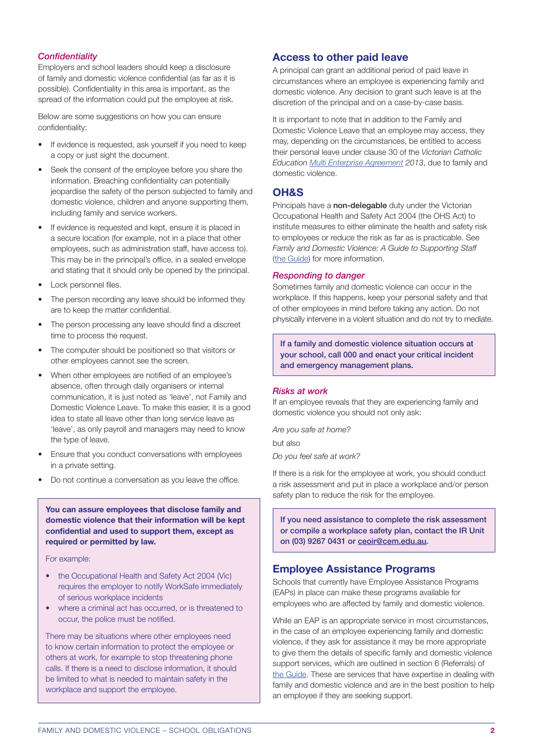### *Confidentiality*

Employers and school leaders should keep a disclosure of family and domestic violence confidential (as far as it is possible). Confidentiality in this area is important, as the spread of the information could put the employee at risk.

Below are some suggestions on how you can ensure confidentiality:

- If evidence is requested, ask yourself if you need to keep a copy or just sight the document.
- Seek the consent of the employee before you share the information. Breaching confidentiality can potentially jeopardise the safety of the person subjected to family and domestic violence, children and anyone supporting them, including family and service workers.
- If evidence is requested and kept, ensure it is placed in a secure location (for example, not in a place that other employees, such as administration staff, have access to). This may be in the principal's office, in a sealed envelope and stating that it should only be opened by the principal.
- Lock personnel files.
- The person recording any leave should be informed they are to keep the matter confidential.
- The person processing any leave should find a discreet time to process the request.
- The computer should be positioned so that visitors or other employees cannot see the screen.
- When other employees are notified of an employee's absence, often through daily organisers or internal communication, it is just noted as 'leave', not Family and Domestic Violence Leave. To make this easier, it is a good idea to state all leave other than long service leave as 'leave', as only payroll and managers may need to know the type of leave.
- Ensure that you conduct conversations with employees in a private setting.
- Do not continue a conversation as you leave the office.

> **You can assure employees that disclose family and domestic violence that their information will be kept confidential and used to support them, except as required or permitted by law.**
>
> For example:
>
> - the Occupational Health and Safety Act 2004 (Vic) requires the employer to notify WorkSafe immediately of serious workplace incidents
> - where a criminal act has occurred, or is threatened to occur, the police must be notified.
>
> There may be situations where other employees need to know certain information to protect the employee or others at work, for example to stop threatening phone calls. If there is a need to disclose information, it should be limited to what is needed to maintain safety in the workplace and support the employee.

## Access to other paid leave

A principal can grant an additional period of paid leave in circumstances where an employee is experiencing family and domestic violence. Any decision to grant such leave is at the discretion of the principal and on a case-by-case basis.

It is important to note that in addition to the Family and Domestic Violence Leave that an employee may access, they may, depending on the circumstances, be entitled to access their personal leave under clause 30 of the *Victorian Catholic Education Multi Enterprise Agreement 2013*, due to family and domestic violence.

## OH&S

Principals have a **non-delegable** duty under the Victorian Occupational Health and Safety Act 2004 (the OHS Act) to institute measures to either eliminate the health and safety risk to employees or reduce the risk as far as is practicable. See *Family and Domestic Violence: A Guide to Supporting Staff* (the Guide) for more information.

### *Responding to danger*

Sometimes family and domestic violence can occur in the workplace. If this happens, keep your personal safety and that of other employees in mind before taking any action. Do not physically intervene in a violent situation and do not try to mediate.

> **If a family and domestic violence situation occurs at your school, call 000 and enact your critical incident and emergency management plans.**

### *Risks at work*

If an employee reveals that they are experiencing family and domestic violence you should not only ask:

*Are you safe at home?*

but also

*Do you feel safe at work?*

If there is a risk for the employee at work, you should conduct a risk assessment and put in place a workplace and/or person safety plan to reduce the risk for the employee.

> **If you need assistance to complete the risk assessment or compile a workplace safety plan, contact the IR Unit on (03) 9267 0431 or ceoir@cem.edu.au.**

## Employee Assistance Programs

Schools that currently have Employee Assistance Programs (EAPs) in place can make these programs available for employees who are affected by family and domestic violence.

While an EAP is an appropriate service in most circumstances, in the case of an employee experiencing family and domestic violence, if they ask for assistance it may be more appropriate to give them the details of specific family and domestic violence support services, which are outlined in section 6 (Referrals) of the Guide. These are services that have expertise in dealing with family and domestic violence and are in the best position to help an employee if they are seeking support.